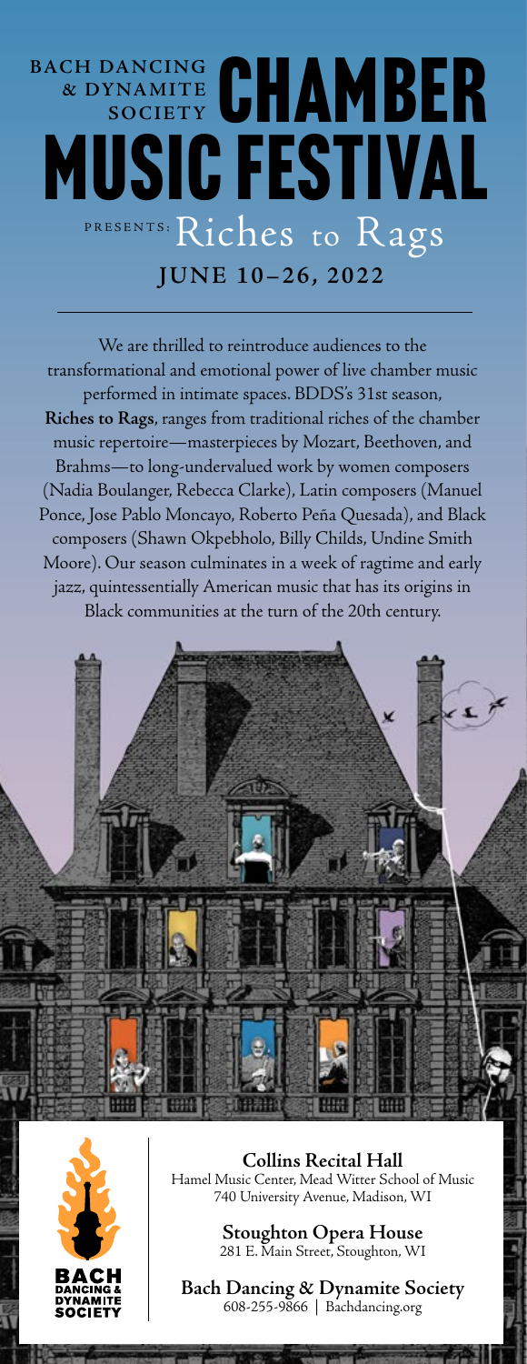# BACH DANCING & DYNAMITE SOCIETY CHAMBER MUSIC FESTIVAL

## PRESENTS: Riches to Rags

### JUNE 10–26, 2022

We are thrilled to reintroduce audiences to the transformational and emotional power of live chamber music performed in intimate spaces. BDDS's 31st season, **Riches to Rags**, ranges from traditional riches of the chamber music repertoire—masterpieces by Mozart, Beethoven, and Brahms—to long-undervalued work by women composers (Nadia Boulanger, Rebecca Clarke), Latin composers (Manuel Ponce, Jose Pablo Moncayo, Roberto Peña Quesada), and Black composers (Shawn Okpebholo, Billy Childs, Undine Smith Moore). Our season culminates in a week of ragtime and early jazz, quintessentially American music that has its origins in Black communities at the turn of the 20th century.

**Collins Recital Hall**
Hamel Music Center, Mead Witter School of Music
740 University Avenue, Madison, WI

**Stoughton Opera House**
281 E. Main Street, Stoughton, WI

**Bach Dancing & Dynamite Society**
608-255-9866 | Bachdancing.org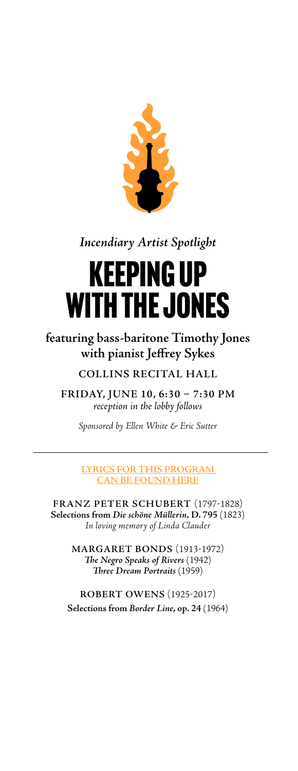*Incendiary Artist Spotlight*

# KEEPING UP WITH THE JONES

**featuring bass-baritone Timothy Jones with pianist Jeffrey Sykes**

COLLINS RECITAL HALL

FRIDAY, JUNE 10, 6:30 – 7:30 PM
*reception in the lobby follows*

*Sponsored by Ellen White & Eric Sutter*

---

LYRICS FOR THIS PROGRAM CAN BE FOUND HERE

FRANZ PETER SCHUBERT (1797-1828)
**Selections from *Die schöne Müllerin*, D. 795** (1823)
*In loving memory of Linda Clauder*

MARGARET BONDS (1913-1972)
***The Negro Speaks of Rivers*** (1942)
***Three Dream Portraits*** (1959)

ROBERT OWENS (1925-2017)
**Selections from *Border Line*, op. 24** (1964)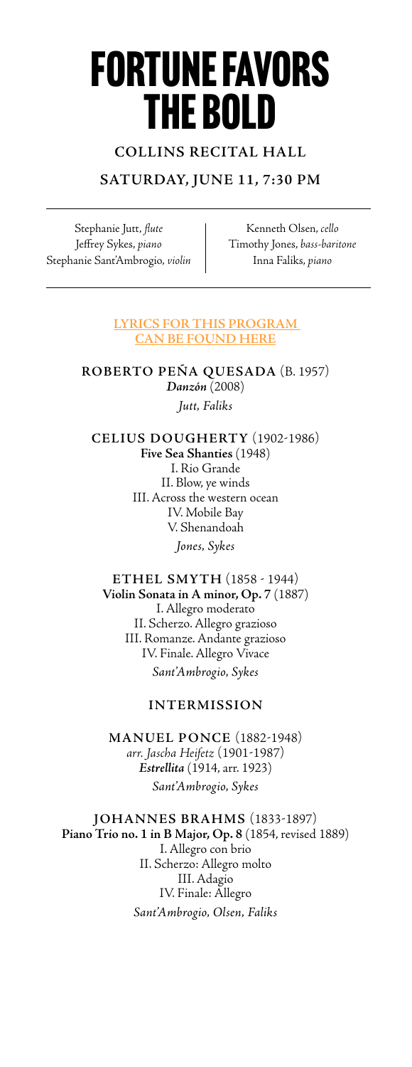# FORTUNE FAVORS THE BOLD

## COLLINS RECITAL HALL

## SATURDAY, JUNE 11, 7:30 PM

Stephanie Jutt, *flute*
Jeffrey Sykes, *piano*
Stephanie Sant'Ambrogio, *violin*
Kenneth Olsen, *cello*
Timothy Jones, *bass-baritone*
Inna Faliks, *piano*

LYRICS FOR THIS PROGRAM CAN BE FOUND HERE

**ROBERTO PEÑA QUESADA** (B. 1957)
***Danzón*** (2008)
*Jutt, Faliks*

**CELIUS DOUGHERTY** (1902-1986)
**Five Sea Shanties** (1948)
I. Rio Grande
II. Blow, ye winds
III. Across the western ocean
IV. Mobile Bay
V. Shenandoah
*Jones, Sykes*

**ETHEL SMYTH** (1858 - 1944)
**Violin Sonata in A minor, Op. 7** (1887)
I. Allegro moderato
II. Scherzo. Allegro grazioso
III. Romanze. Andante grazioso
IV. Finale. Allegro Vivace
*Sant'Ambrogio, Sykes*

**INTERMISSION**

**MANUEL PONCE** (1882-1948)
*arr. Jascha Heifetz* (1901-1987)
***Estrellita*** (1914, arr. 1923)
*Sant'Ambrogio, Sykes*

**JOHANNES BRAHMS** (1833-1897)
**Piano Trio no. 1 in B Major, Op. 8** (1854, revised 1889)
I. Allegro con brio
II. Scherzo: Allegro molto
III. Adagio
IV. Finale: Allegro
*Sant'Ambrogio, Olsen, Faliks*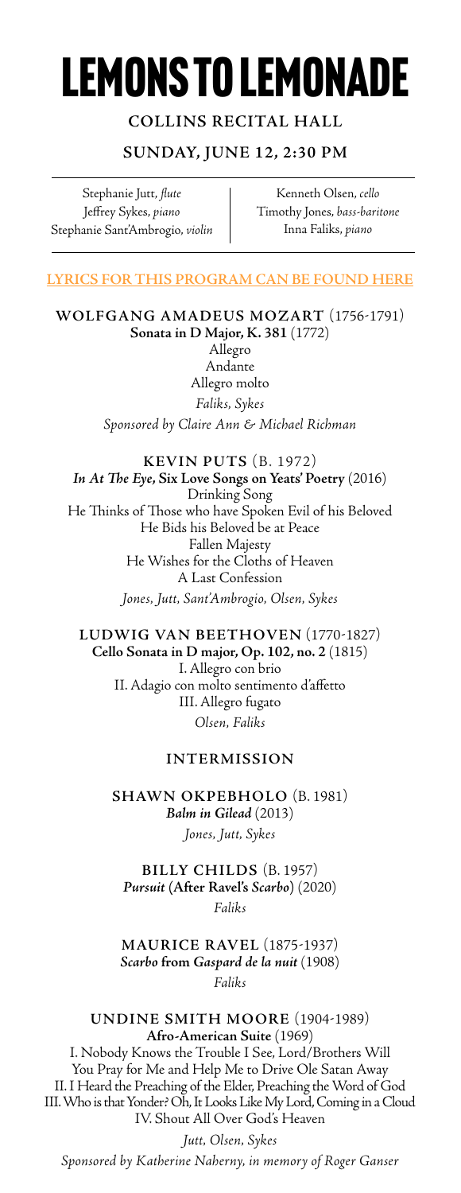# LEMONS TO LEMONADE

## COLLINS RECITAL HALL

## SUNDAY, JUNE 12, 2:30 PM

Stephanie Jutt, *flute*
Jeffrey Sykes, *piano*
Stephanie Sant'Ambrogio, *violin*
Kenneth Olsen, *cello*
Timothy Jones, *bass-baritone*
Inna Faliks, *piano*

**LYRICS FOR THIS PROGRAM CAN BE FOUND HERE**

**WOLFGANG AMADEUS MOZART** (1756-1791)
**Sonata in D Major, K. 381** (1772)
Allegro
Andante
Allegro molto
*Faliks, Sykes*
*Sponsored by Claire Ann & Michael Richman*

**KEVIN PUTS** (B. 1972)
***In At The Eye*, Six Love Songs on Yeats' Poetry** (2016)
Drinking Song
He Thinks of Those who have Spoken Evil of his Beloved
He Bids his Beloved be at Peace
Fallen Majesty
He Wishes for the Cloths of Heaven
A Last Confession
*Jones, Jutt, Sant'Ambrogio, Olsen, Sykes*

**LUDWIG VAN BEETHOVEN** (1770-1827)
**Cello Sonata in D major, Op. 102, no. 2** (1815)
I. Allegro con brio
II. Adagio con molto sentimento d'affetto
III. Allegro fugato
*Olsen, Faliks*

**INTERMISSION**

**SHAWN OKPEBHOLO** (B. 1981)
***Balm in Gilead*** (2013)
*Jones, Jutt, Sykes*

**BILLY CHILDS** (B. 1957)
***Pursuit* (After Ravel's *Scarbo*)** (2020)
*Faliks*

**MAURICE RAVEL** (1875-1937)
***Scarbo* from *Gaspard de la nuit*** (1908)
*Faliks*

**UNDINE SMITH MOORE** (1904-1989)
**Afro-American Suite** (1969)
I. Nobody Knows the Trouble I See, Lord/Brothers Will You Pray for Me and Help Me to Drive Ole Satan Away
II. I Heard the Preaching of the Elder, Preaching the Word of God
III. Who is that Yonder? Oh, It Looks Like My Lord, Coming in a Cloud
IV. Shout All Over God's Heaven
*Jutt, Olsen, Sykes*
*Sponsored by Katherine Naherny, in memory of Roger Ganser*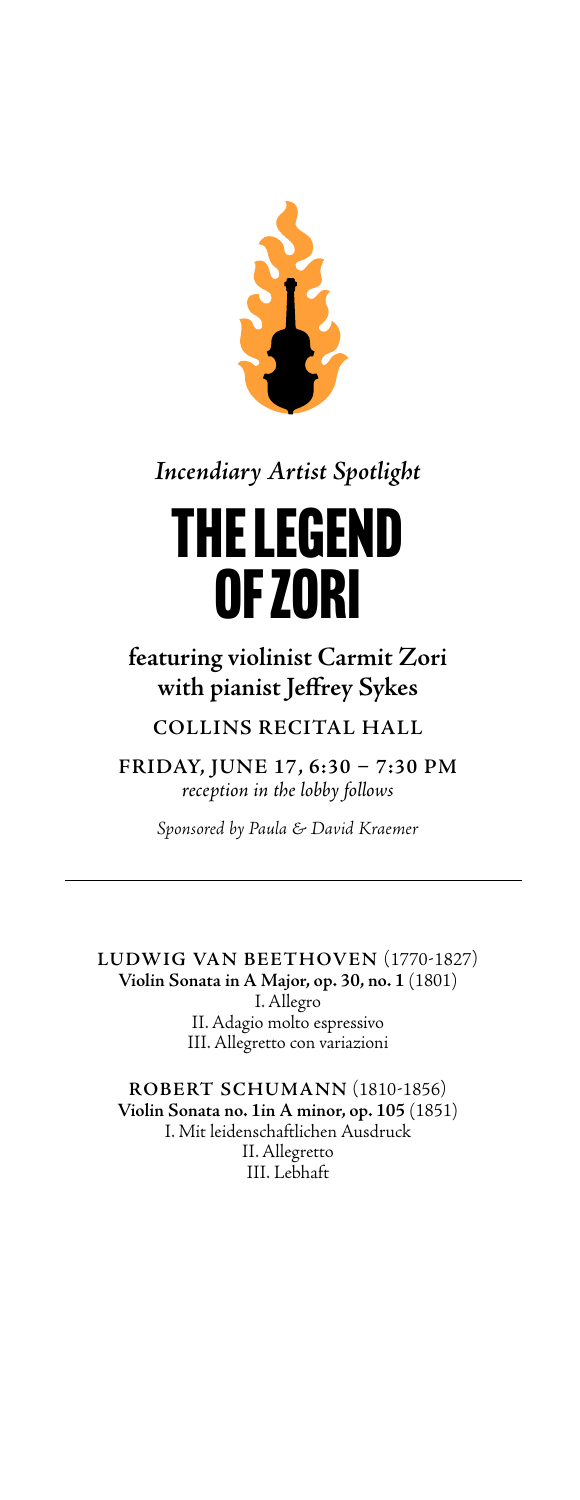*Incendiary Artist Spotlight*

# THE LEGEND OF ZORI

## featuring violinist Carmit Zori with pianist Jeffrey Sykes

**COLLINS RECITAL HALL**

**FRIDAY, JUNE 17, 6:30 – 7:30 PM**
*reception in the lobby follows*

*Sponsored by Paula & David Kraemer*

---

**LUDWIG VAN BEETHOVEN** (1770-1827)
**Violin Sonata in A Major, op. 30, no. 1** (1801)
I. Allegro
II. Adagio molto espressivo
III. Allegretto con variazioni

**ROBERT SCHUMANN** (1810-1856)
**Violin Sonata no. 1in A minor, op. 105** (1851)
I. Mit leidenschaftlichen Ausdruck
II. Allegretto
III. Lebhaft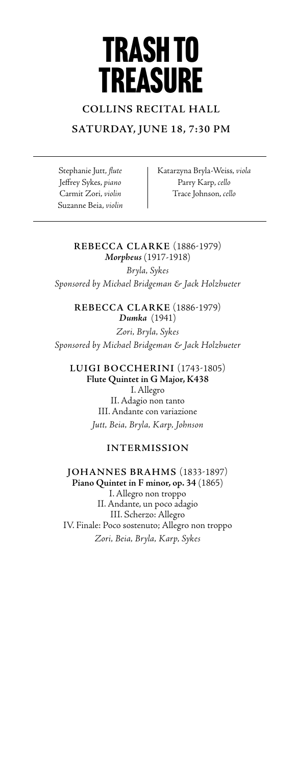# TRASH TO TREASURE

## COLLINS RECITAL HALL

## SATURDAY, JUNE 18, 7:30 PM

Stephanie Jutt, *flute*
Jeffrey Sykes, *piano*
Carmit Zori, *violin*
Suzanne Beia, *violin*
Katarzyna Bryla-Weiss, *viola*
Parry Karp, *cello*
Trace Johnson, *cello*

**REBECCA CLARKE** (1886-1979)
***Morpheus*** (1917-1918)
*Bryla, Sykes*
*Sponsored by Michael Bridgeman & Jack Holzhueter*

**REBECCA CLARKE** (1886-1979)
***Dumka*** (1941)
*Zori, Bryla, Sykes*
*Sponsored by Michael Bridgeman & Jack Holzhueter*

**LUIGI BOCCHERINI** (1743-1805)
**Flute Quintet in G Major, K438**
I. Allegro
II. Adagio non tanto
III. Andante con variazione
*Jutt, Beia, Bryla, Karp, Johnson*

**INTERMISSION**

**JOHANNES BRAHMS** (1833-1897)
**Piano Quintet in F minor, op. 34** (1865)
I. Allegro non troppo
II. Andante, un poco adagio
III. Scherzo: Allegro
IV. Finale: Poco sostenuto; Allegro non troppo
*Zori, Beia, Bryla, Karp, Sykes*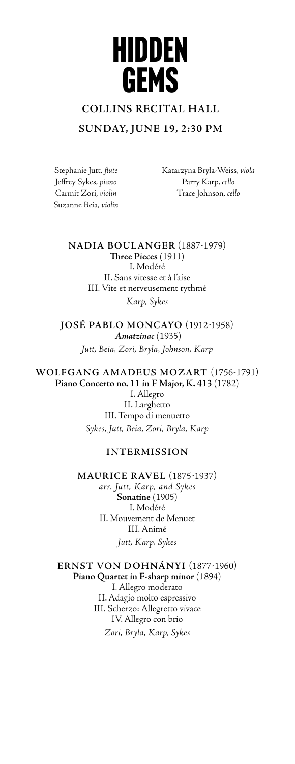# HIDDEN GEMS

## COLLINS RECITAL HALL

## SUNDAY, JUNE 19, 2:30 PM

Stephanie Jutt, *flute*
Jeffrey Sykes, *piano*
Carmit Zori, *violin*
Suzanne Beia, *violin*
Katarzyna Bryla-Weiss, *viola*
Parry Karp, *cello*
Trace Johnson, *cello*

**NADIA BOULANGER** (1887-1979)
**Three Pieces** (1911)
I. Modéré
II. Sans vitesse et à l'aise
III. Vite et nerveusement rythmé
*Karp, Sykes*

**JOSÉ PABLO MONCAYO** (1912-1958)
***Amatzinac*** (1935)
*Jutt, Beia, Zori, Bryla, Johnson, Karp*

**WOLFGANG AMADEUS MOZART** (1756-1791)
**Piano Concerto no. 11 in F Major, K. 413** (1782)
I. Allegro
II. Larghetto
III. Tempo di menuetto
*Sykes, Jutt, Beia, Zori, Bryla, Karp*

**INTERMISSION**

**MAURICE RAVEL** (1875-1937)
*arr. Jutt, Karp, and Sykes*
**Sonatine** (1905)
I. Modéré
II. Mouvement de Menuet
III. Animé
*Jutt, Karp, Sykes*

**ERNST VON DOHNÁNYI** (1877-1960)
**Piano Quartet in F-sharp minor** (1894)
I. Allegro moderato
II. Adagio molto espressivo
III. Scherzo: Allegretto vivace
IV. Allegro con brio
*Zori, Bryla, Karp, Sykes*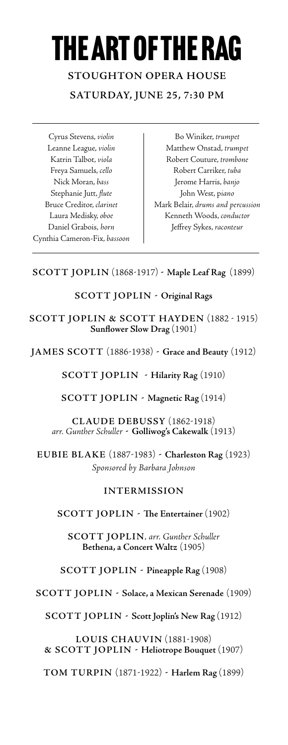# THE ART OF THE RAG

## STOUGHTON OPERA HOUSE

## SATURDAY, JUNE 25, 7:30 PM

Cyrus Stevens, *violin*
Leanne League, *violin*
Katrin Talbot, *viola*
Freya Samuels, *cello*
Nick Moran, *bass*
Stephanie Jutt, *flute*
Bruce Creditor, *clarinet*
Laura Medisky, *oboe*
Daniel Grabois, *horn*
Cynthia Cameron-Fix, *bassoon*

Bo Winiker, *trumpet*
Matthew Onstad, *trumpet*
Robert Couture, *trombone*
Robert Carriker, *tuba*
Jerome Harris, *banjo*
John West, *piano*
Mark Belair, *drums and percussion*
Kenneth Woods, *conductor*
Jeffrey Sykes, *raconteur*

**SCOTT JOPLIN** (1868-1917) - **Maple Leaf Rag** (1899)

**SCOTT JOPLIN** - **Original Rags**

**SCOTT JOPLIN & SCOTT HAYDEN** (1882 - 1915)
**Sunflower Slow Drag** (1901)

**JAMES SCOTT** (1886-1938) - **Grace and Beauty** (1912)

**SCOTT JOPLIN** - **Hilarity Rag** (1910)

**SCOTT JOPLIN** - **Magnetic Rag** (1914)

**CLAUDE DEBUSSY** (1862-1918)
*arr. Gunther Schuller* - **Golliwog's Cakewalk** (1913)

**EUBIE BLAKE** (1887-1983) - **Charleston Rag** (1923)
*Sponsored by Barbara Johnson*

**INTERMISSION**

**SCOTT JOPLIN** - **The Entertainer** (1902)

**SCOTT JOPLIN**, *arr. Gunther Schuller*
**Bethena, a Concert Waltz** (1905)

**SCOTT JOPLIN** - **Pineapple Rag** (1908)

**SCOTT JOPLIN** - **Solace, a Mexican Serenade** (1909)

**SCOTT JOPLIN** - **Scott Joplin's New Rag** (1912)

**LOUIS CHAUVIN** (1881-1908)
**& SCOTT JOPLIN** - **Heliotrope Bouquet** (1907)

**TOM TURPIN** (1871-1922) - **Harlem Rag** (1899)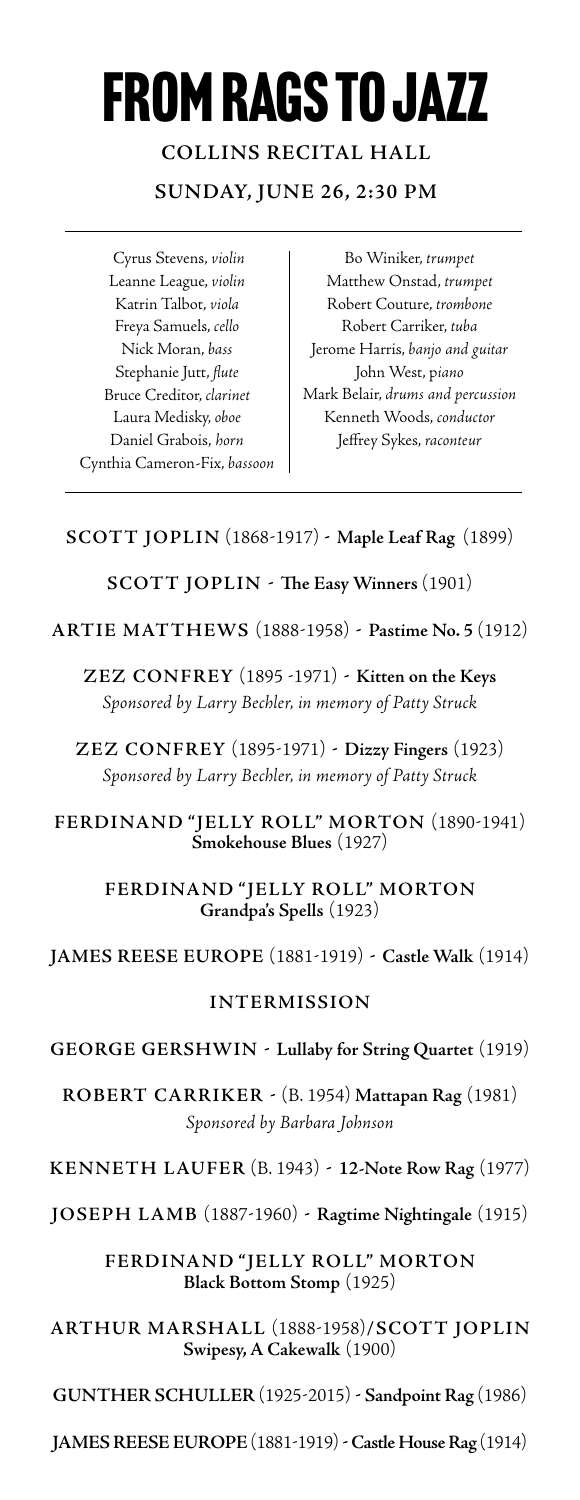# FROM RAGS TO JAZZ

**COLLINS RECITAL HALL**

**SUNDAY, JUNE 26, 2:30 PM**

Cyrus Stevens, *violin*
Leanne League, *violin*
Katrin Talbot, *viola*
Freya Samuels, *cello*
Nick Moran, *bass*
Stephanie Jutt, *flute*
Bruce Creditor, *clarinet*
Laura Medisky, *oboe*
Daniel Grabois, *horn*
Cynthia Cameron-Fix, *bassoon*

Bo Winiker, *trumpet*
Matthew Onstad, *trumpet*
Robert Couture, *trombone*
Robert Carriker, *tuba*
Jerome Harris, *banjo and guitar*
John West, p*iano*
Mark Belair, *drums and percussion*
Kenneth Woods, *conductor*
Jeffrey Sykes, *raconteur*

---

**SCOTT JOPLIN** (1868-1917) - **Maple Leaf Rag** (1899)

**SCOTT JOPLIN** - **The Easy Winners** (1901)

**ARTIE MATTHEWS** (1888-1958) - **Pastime No. 5** (1912)

**ZEZ CONFREY** (1895 -1971) - **Kitten on the Keys**
*Sponsored by Larry Bechler, in memory of Patty Struck*

**ZEZ CONFREY** (1895-1971) - **Dizzy Fingers** (1923)
*Sponsored by Larry Bechler, in memory of Patty Struck*

**FERDINAND "JELLY ROLL" MORTON** (1890-1941)
**Smokehouse Blues** (1927)

**FERDINAND "JELLY ROLL" MORTON**
**Grandpa's Spells** (1923)

**JAMES REESE EUROPE** (1881-1919) - **Castle Walk** (1914)

**INTERMISSION**

**GEORGE GERSHWIN** - **Lullaby for String Quartet** (1919)

**ROBERT CARRIKER** - (B. 1954) **Mattapan Rag** (1981)
*Sponsored by Barbara Johnson*

**KENNETH LAUFER** (B. 1943) - **12-Note Row Rag** (1977)

**JOSEPH LAMB** (1887-1960) - **Ragtime Nightingale** (1915)

**FERDINAND "JELLY ROLL" MORTON**
**Black Bottom Stomp** (1925)

**ARTHUR MARSHALL** (1888-1958)/**SCOTT JOPLIN**
**Swipesy, A Cakewalk** (1900)

**GUNTHER SCHULLER** (1925-2015) - **Sandpoint Rag** (1986)

**JAMES REESE EUROPE** (1881-1919) - **Castle House Rag** (1914)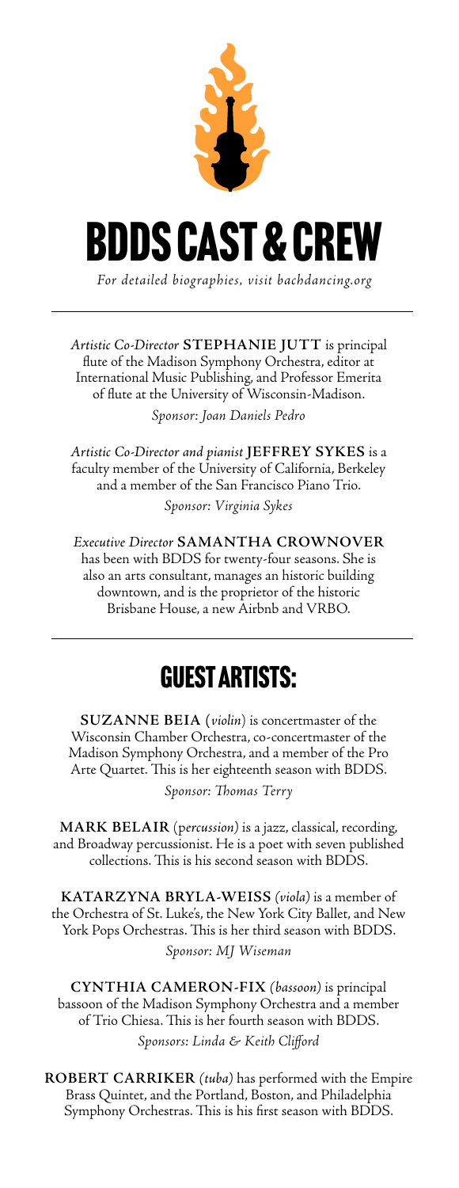# BDDS CAST & CREW

*For detailed biographies, visit bachdancing.org*

---

*Artistic Co-Director* **STEPHANIE JUTT** is principal flute of the Madison Symphony Orchestra, editor at International Music Publishing, and Professor Emerita of flute at the University of Wisconsin-Madison.

*Sponsor: Joan Daniels Pedro*

*Artistic Co-Director and pianist* **JEFFREY SYKES** is a faculty member of the University of California, Berkeley and a member of the San Francisco Piano Trio.

*Sponsor: Virginia Sykes*

*Executive Director* **SAMANTHA CROWNOVER** has been with BDDS for twenty-four seasons. She is also an arts consultant, manages an historic building downtown, and is the proprietor of the historic Brisbane House, a new Airbnb and VRBO.

---

## GUEST ARTISTS:

**SUZANNE BEIA** (*violin*) is concertmaster of the Wisconsin Chamber Orchestra, co-concertmaster of the Madison Symphony Orchestra, and a member of the Pro Arte Quartet. This is her eighteenth season with BDDS.

*Sponsor: Thomas Terry*

**MARK BELAIR** (*percussion*) is a jazz, classical, recording, and Broadway percussionist. He is a poet with seven published collections. This is his second season with BDDS.

**KATARZYNA BRYLA-WEISS** (*viola*) is a member of the Orchestra of St. Luke's, the New York City Ballet, and New York Pops Orchestras. This is her third season with BDDS.

*Sponsor: MJ Wiseman*

**CYNTHIA CAMERON-FIX** (*bassoon*) is principal bassoon of the Madison Symphony Orchestra and a member of Trio Chiesa. This is her fourth season with BDDS.

*Sponsors: Linda & Keith Clifford*

**ROBERT CARRIKER** (*tuba*) has performed with the Empire Brass Quintet, and the Portland, Boston, and Philadelphia Symphony Orchestras. This is his first season with BDDS.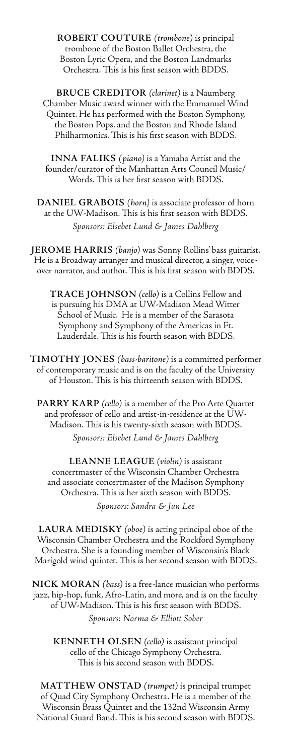**ROBERT COUTURE** *(trombone)* is principal trombone of the Boston Ballet Orchestra, the Boston Lyric Opera, and the Boston Landmarks Orchestra. This is his first season with BDDS.

**BRUCE CREDITOR** *(clarinet)* is a Naumberg Chamber Music award winner with the Emmanuel Wind Quintet. He has performed with the Boston Symphony, the Boston Pops, and the Boston and Rhode Island Philharmonics. This is his first season with BDDS.

**INNA FALIKS** *(piano)* is a Yamaha Artist and the founder/curator of the Manhattan Arts Council Music/Words. This is her first season with BDDS.

**DANIEL GRABOIS** *(horn)* is associate professor of horn at the UW-Madison. This is his first season with BDDS.

*Sponsors: Elsebet Lund & James Dahlberg*

**JEROME HARRIS** *(banjo)* was Sonny Rollins' bass guitarist. He is a Broadway arranger and musical director, a singer, voice-over narrator, and author. This is his first season with BDDS.

**TRACE JOHNSON** *(cello)* is a Collins Fellow and is pursuing his DMA at UW-Madison Mead Witter School of Music. He is a member of the Sarasota Symphony and Symphony of the Americas in Ft. Lauderdale. This is his fourth season with BDDS.

**TIMOTHY JONES** *(bass-baritone)* is a committed performer of contemporary music and is on the faculty of the University of Houston. This is his thirteenth season with BDDS.

**PARRY KARP** *(cello)* is a member of the Pro Arte Quartet and professor of cello and artist-in-residence at the UW-Madison. This is his twenty-sixth season with BDDS.

*Sponsors: Elsebet Lund & James Dahlberg*

**LEANNE LEAGUE** *(violin)* is assistant concertmaster of the Wisconsin Chamber Orchestra and associate concertmaster of the Madison Symphony Orchestra. This is her sixth season with BDDS.

*Sponsors: Sandra & Jun Lee*

**LAURA MEDISKY** *(oboe)* is acting principal oboe of the Wisconsin Chamber Orchestra and the Rockford Symphony Orchestra. She is a founding member of Wisconsin's Black Marigold wind quintet. This is her second season with BDDS.

**NICK MORAN** *(bass)* is a free-lance musician who performs jazz, hip-hop, funk, Afro-Latin, and more, and is on the faculty of UW-Madison. This is his first season with BDDS.

*Sponsors: Norma & Elliott Sober*

**KENNETH OLSEN** *(cello)* is assistant principal cello of the Chicago Symphony Orchestra. This is his second season with BDDS.

**MATTHEW ONSTAD** *(trumpet)* is principal trumpet of Quad City Symphony Orchestra. He is a member of the Wisconsin Brass Quintet and the 132nd Wisconsin Army National Guard Band. This is his second season with BDDS.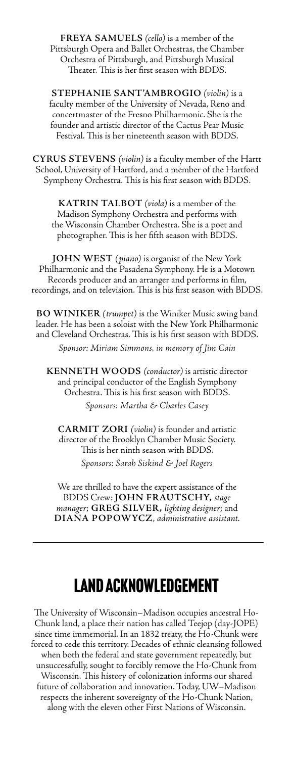**FREYA SAMUELS** *(cello)* is a member of the Pittsburgh Opera and Ballet Orchestras, the Chamber Orchestra of Pittsburgh, and Pittsburgh Musical Theater. This is her first season with BDDS.

**STEPHANIE SANT'AMBROGIO** *(violin)* is a faculty member of the University of Nevada, Reno and concertmaster of the Fresno Philharmonic. She is the founder and artistic director of the Cactus Pear Music Festival. This is her nineteenth season with BDDS.

**CYRUS STEVENS** *(violin)* is a faculty member of the Hartt School, University of Hartford, and a member of the Hartford Symphony Orchestra. This is his first season with BDDS.

**KATRIN TALBOT** *(viola)* is a member of the Madison Symphony Orchestra and performs with the Wisconsin Chamber Orchestra. She is a poet and photographer. This is her fifth season with BDDS.

**JOHN WEST** *(piano)* is organist of the New York Philharmonic and the Pasadena Symphony. He is a Motown Records producer and an arranger and performs in film, recordings, and on television. This is his first season with BDDS.

**BO WINIKER** *(trumpet)* is the Winiker Music swing band leader. He has been a soloist with the New York Philharmonic and Cleveland Orchestras. This is his first season with BDDS.

*Sponsor: Miriam Simmons, in memory of Jim Cain*

**KENNETH WOODS** *(conductor)* is artistic director and principal conductor of the English Symphony Orchestra. This is his first season with BDDS.

*Sponsors: Martha & Charles Casey*

**CARMIT ZORI** *(violin)* is founder and artistic director of the Brooklyn Chamber Music Society. This is her ninth season with BDDS.

*Sponsors: Sarah Siskind & Joel Rogers*

We are thrilled to have the expert assistance of the BDDS Crew: **JOHN FRAUTSCHY,** *stage manager*; **GREG SILVER,** *lighting designer*; and **DIANA POPOWYCZ**, *administrative assistant*.

---

## LAND ACKNOWLEDGEMENT

The University of Wisconsin–Madison occupies ancestral Ho-Chunk land, a place their nation has called Teejop (day-JOPE) since time immemorial. In an 1832 treaty, the Ho-Chunk were forced to cede this territory. Decades of ethnic cleansing followed when both the federal and state government repeatedly, but unsuccessfully, sought to forcibly remove the Ho-Chunk from Wisconsin. This history of colonization informs our shared future of collaboration and innovation. Today, UW–Madison respects the inherent sovereignty of the Ho-Chunk Nation, along with the eleven other First Nations of Wisconsin.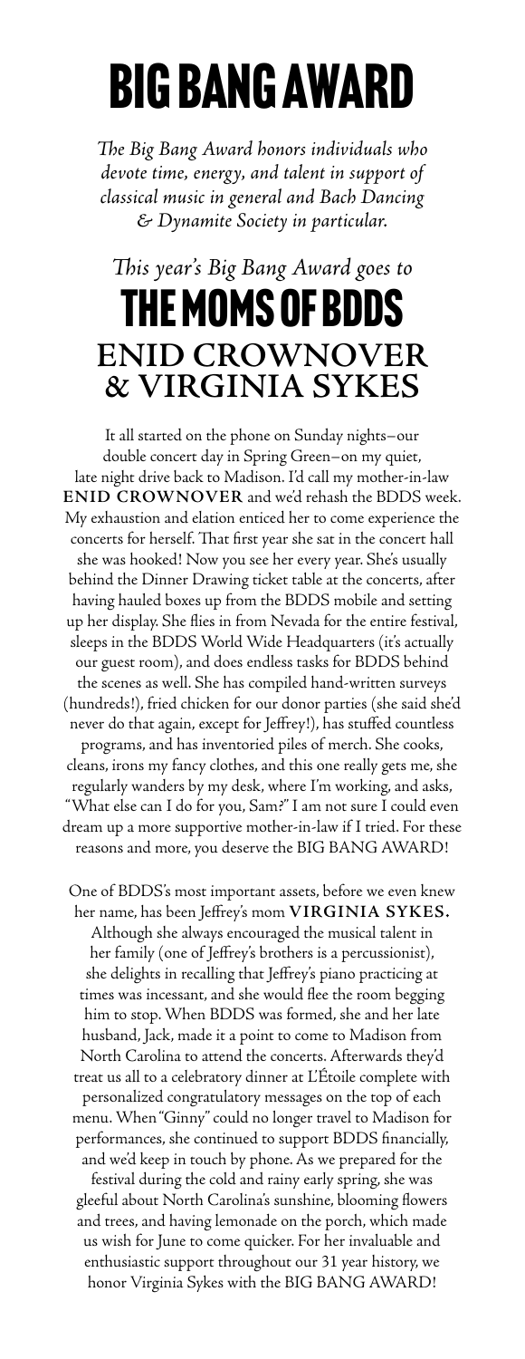# BIG BANG AWARD

*The Big Bang Award honors individuals who devote time, energy, and talent in support of classical music in general and Bach Dancing & Dynamite Society in particular.*

## *This year's Big Bang Award goes to* THE MOMS OF BDDS

## ENID CROWNOVER & VIRGINIA SYKES

It all started on the phone on Sunday nights–our double concert day in Spring Green–on my quiet, late night drive back to Madison. I'd call my mother-in-law **ENID CROWNOVER** and we'd rehash the BDDS week. My exhaustion and elation enticed her to come experience the concerts for herself. That first year she sat in the concert hall she was hooked! Now you see her every year. She's usually behind the Dinner Drawing ticket table at the concerts, after having hauled boxes up from the BDDS mobile and setting up her display. She flies in from Nevada for the entire festival, sleeps in the BDDS World Wide Headquarters (it's actually our guest room), and does endless tasks for BDDS behind the scenes as well. She has compiled hand-written surveys (hundreds!), fried chicken for our donor parties (she said she'd never do that again, except for Jeffrey!), has stuffed countless programs, and has inventoried piles of merch. She cooks, cleans, irons my fancy clothes, and this one really gets me, she regularly wanders by my desk, where I'm working, and asks, "What else can I do for you, Sam?" I am not sure I could even dream up a more supportive mother-in-law if I tried. For these reasons and more, you deserve the BIG BANG AWARD!

One of BDDS's most important assets, before we even knew her name, has been Jeffrey's mom **VIRGINIA SYKES.** Although she always encouraged the musical talent in her family (one of Jeffrey's brothers is a percussionist), she delights in recalling that Jeffrey's piano practicing at times was incessant, and she would flee the room begging him to stop. When BDDS was formed, she and her late husband, Jack, made it a point to come to Madison from North Carolina to attend the concerts. Afterwards they'd treat us all to a celebratory dinner at L'Étoile complete with personalized congratulatory messages on the top of each menu. When "Ginny" could no longer travel to Madison for performances, she continued to support BDDS financially, and we'd keep in touch by phone. As we prepared for the festival during the cold and rainy early spring, she was gleeful about North Carolina's sunshine, blooming flowers and trees, and having lemonade on the porch, which made us wish for June to come quicker. For her invaluable and enthusiastic support throughout our 31 year history, we honor Virginia Sykes with the BIG BANG AWARD!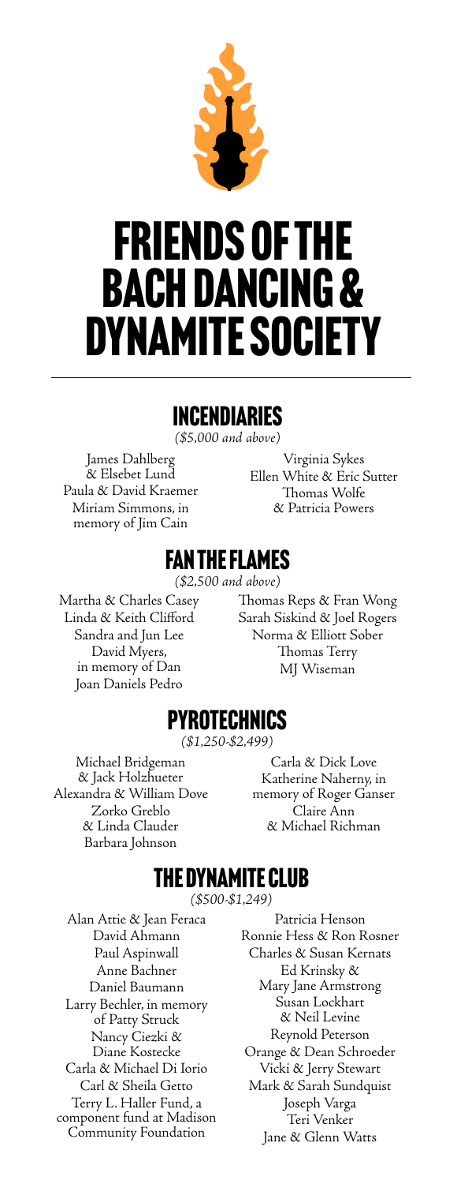# FRIENDS OF THE BACH DANCING & DYNAMITE SOCIETY

## INCENDIARIES

*($5,000 and above)*

James Dahlberg & Elsebet Lund
Paula & David Kraemer
Miriam Simmons, in memory of Jim Cain
Virginia Sykes
Ellen White & Eric Sutter
Thomas Wolfe & Patricia Powers

## FAN THE FLAMES

*($2,500 and above)*

Martha & Charles Casey
Linda & Keith Clifford
Sandra and Jun Lee
David Myers, in memory of Dan
Joan Daniels Pedro
Thomas Reps & Fran Wong
Sarah Siskind & Joel Rogers
Norma & Elliott Sober
Thomas Terry
MJ Wiseman

## PYROTECHNICS

*($1,250-$2,499)*

Michael Bridgeman & Jack Holzhueter
Alexandra & William Dove
Zorko Greblo & Linda Clauder
Barbara Johnson
Carla & Dick Love
Katherine Naherny, in memory of Roger Ganser
Claire Ann & Michael Richman

## THE DYNAMITE CLUB

*($500-$1,249)*

Alan Attie & Jean Feraca
David Ahmann
Paul Aspinwall
Anne Bachner
Daniel Baumann
Larry Bechler, in memory of Patty Struck
Nancy Ciezki & Diane Kostecke
Carla & Michael Di Iorio
Carl & Sheila Getto
Terry L. Haller Fund, a component fund at Madison Community Foundation
Patricia Henson
Ronnie Hess & Ron Rosner
Charles & Susan Kernats
Ed Krinsky & Mary Jane Armstrong
Susan Lockhart & Neil Levine
Reynold Peterson
Orange & Dean Schroeder
Vicki & Jerry Stewart
Mark & Sarah Sundquist
Joseph Varga
Teri Venker
Jane & Glenn Watts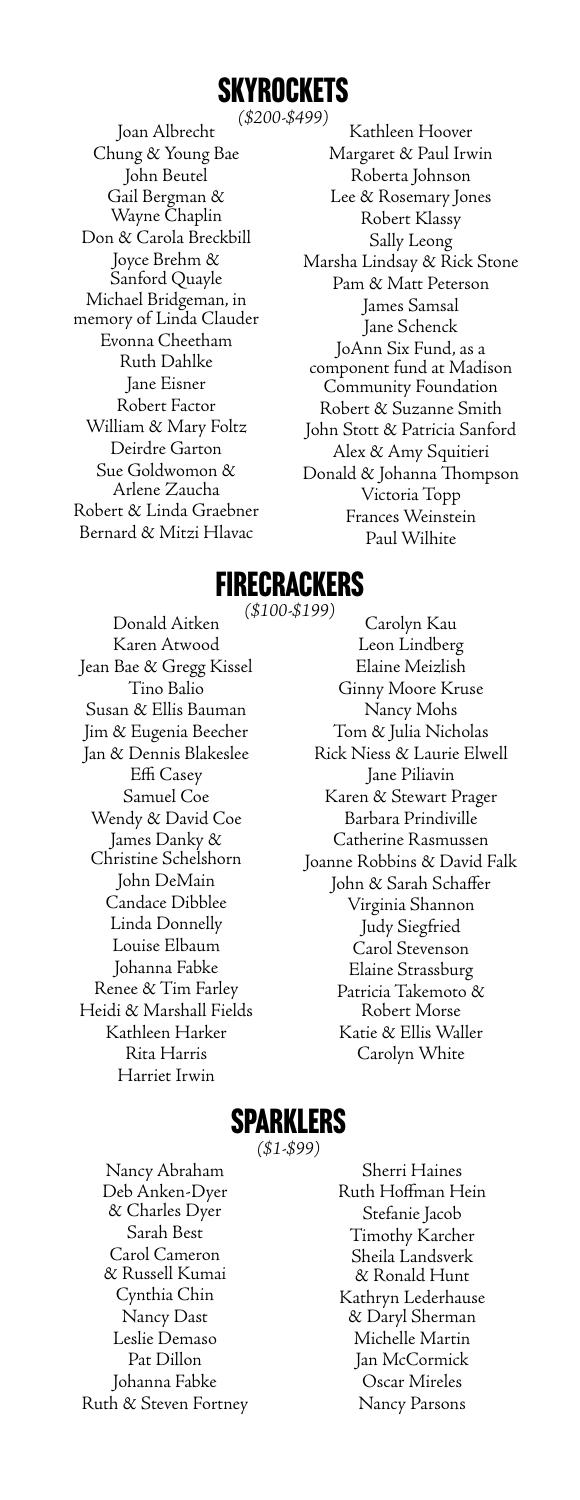## SKYROCKETS

*($200-$499)*

Joan Albrecht
Chung & Young Bae
John Beutel
Gail Bergman & Wayne Chaplin
Don & Carola Breckbill
Joyce Brehm & Sanford Quayle
Michael Bridgeman, in memory of Linda Clauder
Evonna Cheetham
Ruth Dahlke
Jane Eisner
Robert Factor
William & Mary Foltz
Deirdre Garton
Sue Goldwomon & Arlene Zaucha
Robert & Linda Graebner
Bernard & Mitzi Hlavac
Kathleen Hoover
Margaret & Paul Irwin
Roberta Johnson
Lee & Rosemary Jones
Robert Klassy
Sally Leong
Marsha Lindsay & Rick Stone
Pam & Matt Peterson
James Samsal
Jane Schenck
JoAnn Six Fund, as a component fund at Madison Community Foundation
Robert & Suzanne Smith
John Stott & Patricia Sanford
Alex & Amy Squitieri
Donald & Johanna Thompson
Victoria Topp
Frances Weinstein
Paul Wilhite

## FIRECRACKERS

*($100-$199)*

Donald Aitken
Karen Atwood
Jean Bae & Gregg Kissel
Tino Balio
Susan & Ellis Bauman
Jim & Eugenia Beecher
Jan & Dennis Blakeslee
Effi Casey
Samuel Coe
Wendy & David Coe
James Danky & Christine Schelshorn
John DeMain
Candace Dibblee
Linda Donnelly
Louise Elbaum
Johanna Fabke
Renee & Tim Farley
Heidi & Marshall Fields
Kathleen Harker
Rita Harris
Harriet Irwin
Carolyn Kau
Leon Lindberg
Elaine Meizlish
Ginny Moore Kruse
Nancy Mohs
Tom & Julia Nicholas
Rick Niess & Laurie Elwell
Jane Piliavin
Karen & Stewart Prager
Barbara Prindiville
Catherine Rasmussen
Joanne Robbins & David Falk
John & Sarah Schaffer
Virginia Shannon
Judy Siegfried
Carol Stevenson
Elaine Strassburg
Patricia Takemoto & Robert Morse
Katie & Ellis Waller
Carolyn White

## SPARKLERS

*($1-$99)*

Nancy Abraham
Deb Anken-Dyer & Charles Dyer
Sarah Best
Carol Cameron & Russell Kumai
Cynthia Chin
Nancy Dast
Leslie Demaso
Pat Dillon
Johanna Fabke
Ruth & Steven Fortney
Sherri Haines
Ruth Hoffman Hein
Stefanie Jacob
Timothy Karcher
Sheila Landsverk & Ronald Hunt
Kathryn Lederhause & Daryl Sherman
Michelle Martin
Jan McCormick
Oscar Mireles
Nancy Parsons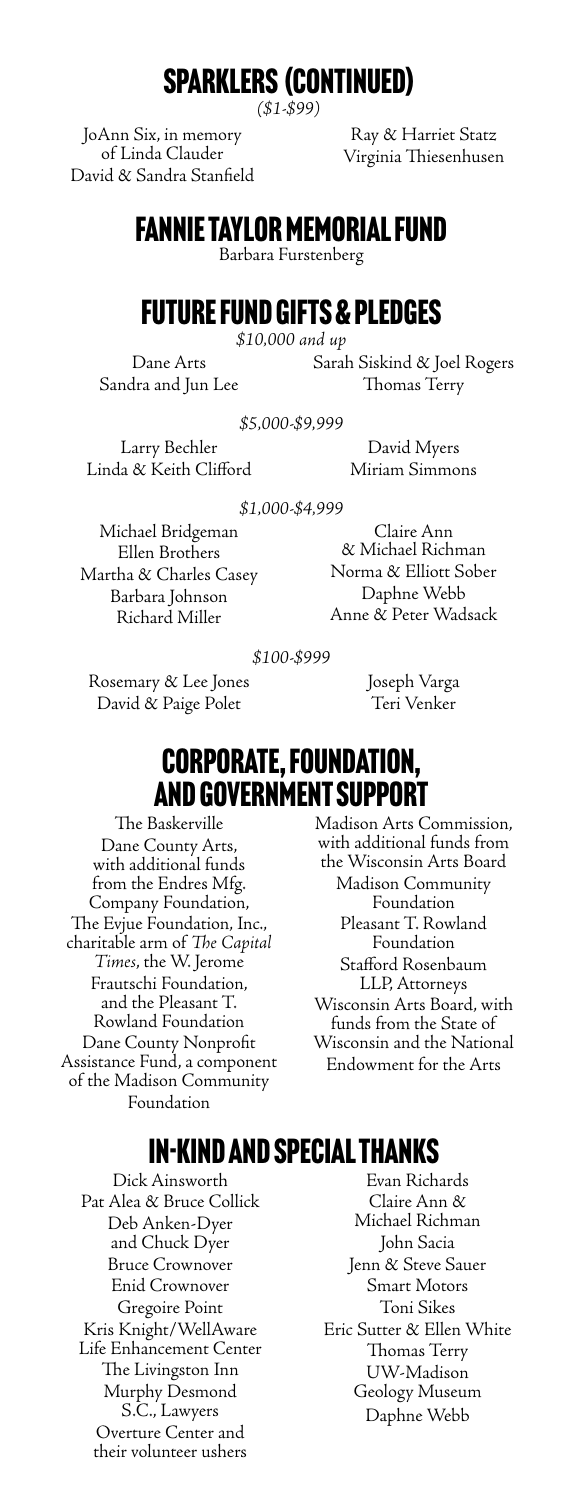## SPARKLERS (CONTINUED)

*($1-$99)*

JoAnn Six, in memory of Linda Clauder
David & Sandra Stanfield
Ray & Harriet Statz
Virginia Thiesenhusen

## FANNIE TAYLOR MEMORIAL FUND

Barbara Furstenberg

## FUTURE FUND GIFTS & PLEDGES

*$10,000 and up*

Dane Arts
Sandra and Jun Lee
Sarah Siskind & Joel Rogers
Thomas Terry

*$5,000-$9,999*

Larry Bechler
Linda & Keith Clifford
David Myers
Miriam Simmons

*$1,000-$4,999*

Michael Bridgeman
Ellen Brothers
Martha & Charles Casey
Barbara Johnson
Richard Miller
Claire Ann & Michael Richman
Norma & Elliott Sober
Daphne Webb
Anne & Peter Wadsack

*$100-$999*

Rosemary & Lee Jones
David & Paige Polet
Joseph Varga
Teri Venker

## CORPORATE, FOUNDATION, AND GOVERNMENT SUPPORT

The Baskerville
Dane County Arts, with additional funds from the Endres Mfg. Company Foundation, The Evjue Foundation, Inc., charitable arm of *The Capital Times*, the W. Jerome Frautschi Foundation, and the Pleasant T. Rowland Foundation
Dane County Nonprofit Assistance Fund, a component of the Madison Community Foundation
Madison Arts Commission, with additional funds from the Wisconsin Arts Board
Madison Community Foundation
Pleasant T. Rowland Foundation
Stafford Rosenbaum LLP, Attorneys
Wisconsin Arts Board, with funds from the State of Wisconsin and the National Endowment for the Arts

## IN-KIND AND SPECIAL THANKS

Dick Ainsworth
Pat Alea & Bruce Collick
Deb Anken-Dyer and Chuck Dyer
Bruce Crownover
Enid Crownover
Gregoire Point
Kris Knight/WellAware Life Enhancement Center
The Livingston Inn
Murphy Desmond S.C., Lawyers
Overture Center and their volunteer ushers
Evan Richards
Claire Ann & Michael Richman
John Sacia
Jenn & Steve Sauer
Smart Motors
Toni Sikes
Eric Sutter & Ellen White
Thomas Terry
UW-Madison Geology Museum
Daphne Webb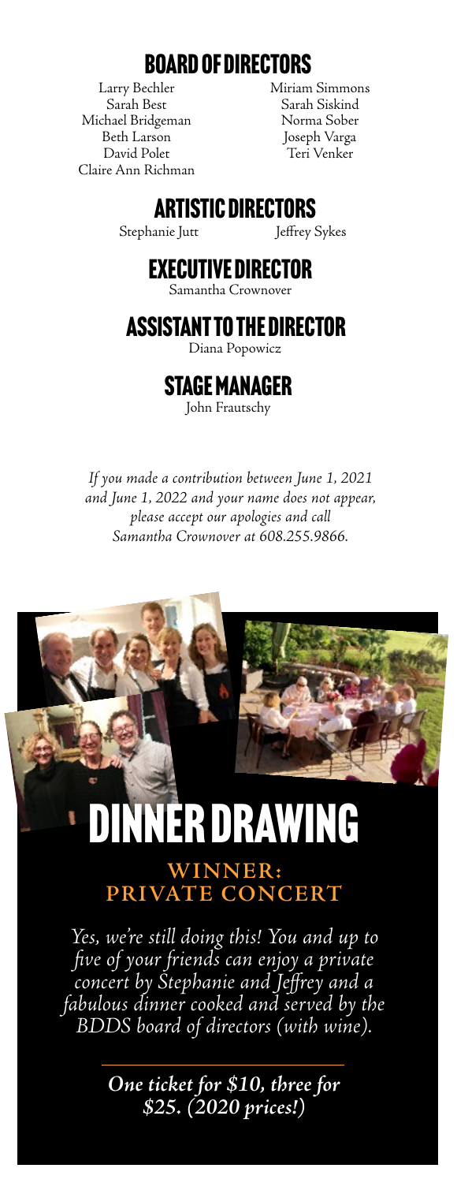## BOARD OF DIRECTORS

Larry Bechler
Sarah Best
Michael Bridgeman
Beth Larson
David Polet
Claire Ann Richman
Miriam Simmons
Sarah Siskind
Norma Sober
Joseph Varga
Teri Venker

## ARTISTIC DIRECTORS

Stephanie Jutt
Jeffrey Sykes

## EXECUTIVE DIRECTOR

Samantha Crownover

## ASSISTANT TO THE DIRECTOR

Diana Popowicz

## STAGE MANAGER

John Frautschy

*If you made a contribution between June 1, 2021 and June 1, 2022 and your name does not appear, please accept our apologies and call Samantha Crownover at 608.255.9866.*

# DINNER DRAWING

### WINNER: PRIVATE CONCERT

*Yes, we're still doing this! You and up to five of your friends can enjoy a private concert by Stephanie and Jeffrey and a fabulous dinner cooked and served by the BDDS board of directors (with wine).*

***One ticket for $10, three for $25. (2020 prices!)***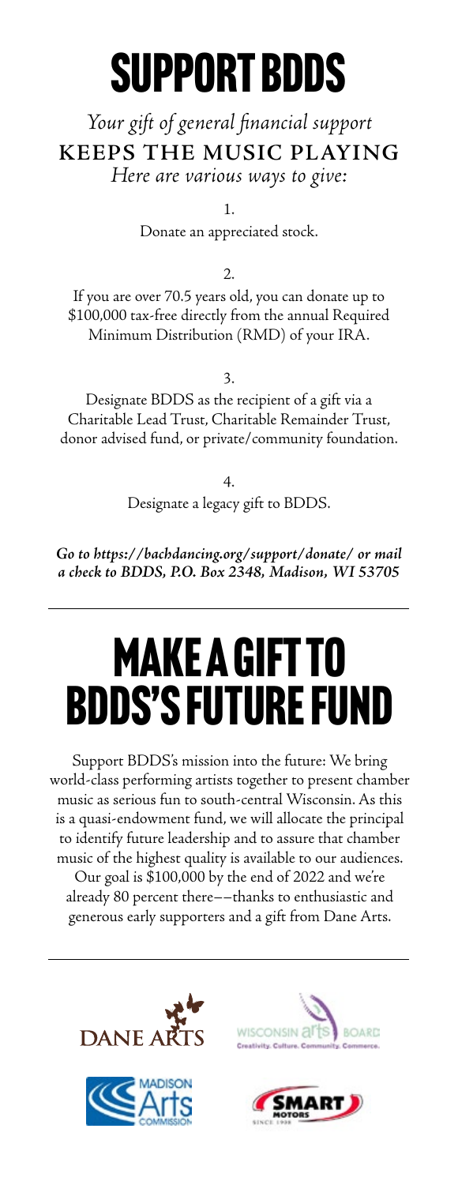# SUPPORT BDDS

*Your gift of general financial support*
**KEEPS THE MUSIC PLAYING**
*Here are various ways to give:*

1.
Donate an appreciated stock.

2.
If you are over 70.5 years old, you can donate up to \$100,000 tax-free directly from the annual Required Minimum Distribution (RMD) of your IRA.

3.
Designate BDDS as the recipient of a gift via a Charitable Lead Trust, Charitable Remainder Trust, donor advised fund, or private/community foundation.

4.
Designate a legacy gift to BDDS.

***Go to https://bachdancing.org/support/donate/ or mail a check to BDDS, P.O. Box 2348, Madison, WI 53705***

---

# MAKE A GIFT TO BDDS'S FUTURE FUND

Support BDDS's mission into the future: We bring world-class performing artists together to present chamber music as serious fun to south-central Wisconsin. As this is a quasi-endowment fund, we will allocate the principal to identify future leadership and to assure that chamber music of the highest quality is available to our audiences. Our goal is \$100,000 by the end of 2022 and we're already 80 percent there––thanks to enthusiastic and generous early supporters and a gift from Dane Arts.

---

DANE ARTS

WISCONSIN arts BOARD
Creativity. Culture. Community. Commerce.

MADISON Arts COMMISSION

SMART MOTORS SINCE 1998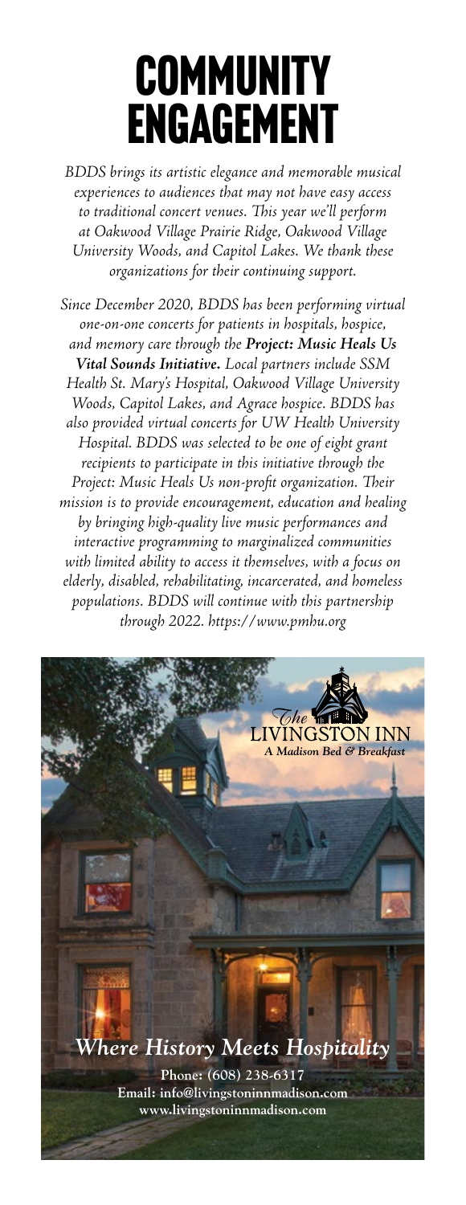# COMMUNITY ENGAGEMENT

*BDDS brings its artistic elegance and memorable musical experiences to audiences that may not have easy access to traditional concert venues. This year we'll perform at Oakwood Village Prairie Ridge, Oakwood Village University Woods, and Capitol Lakes. We thank these organizations for their continuing support.*

*Since December 2020, BDDS has been performing virtual one-on-one concerts for patients in hospitals, hospice, and memory care through the* ***Project: Music Heals Us Vital Sounds Initiative.*** *Local partners include SSM Health St. Mary's Hospital, Oakwood Village University Woods, Capitol Lakes, and Agrace hospice. BDDS has also provided virtual concerts for UW Health University Hospital. BDDS was selected to be one of eight grant recipients to participate in this initiative through the Project: Music Heals Us non-profit organization. Their mission is to provide encouragement, education and healing by bringing high-quality live music performances and interactive programming to marginalized communities with limited ability to access it themselves, with a focus on elderly, disabled, rehabilitating, incarcerated, and homeless populations. BDDS will continue with this partnership through 2022. https://www.pmhu.org*

The LIVINGSTON INN
*A Madison Bed & Breakfast*

*Where History Meets Hospitality*

**Phone: (608) 238-6317**
**Email: info@livingstoninnmadison.com**
**www.livingstoninnmadison.com**